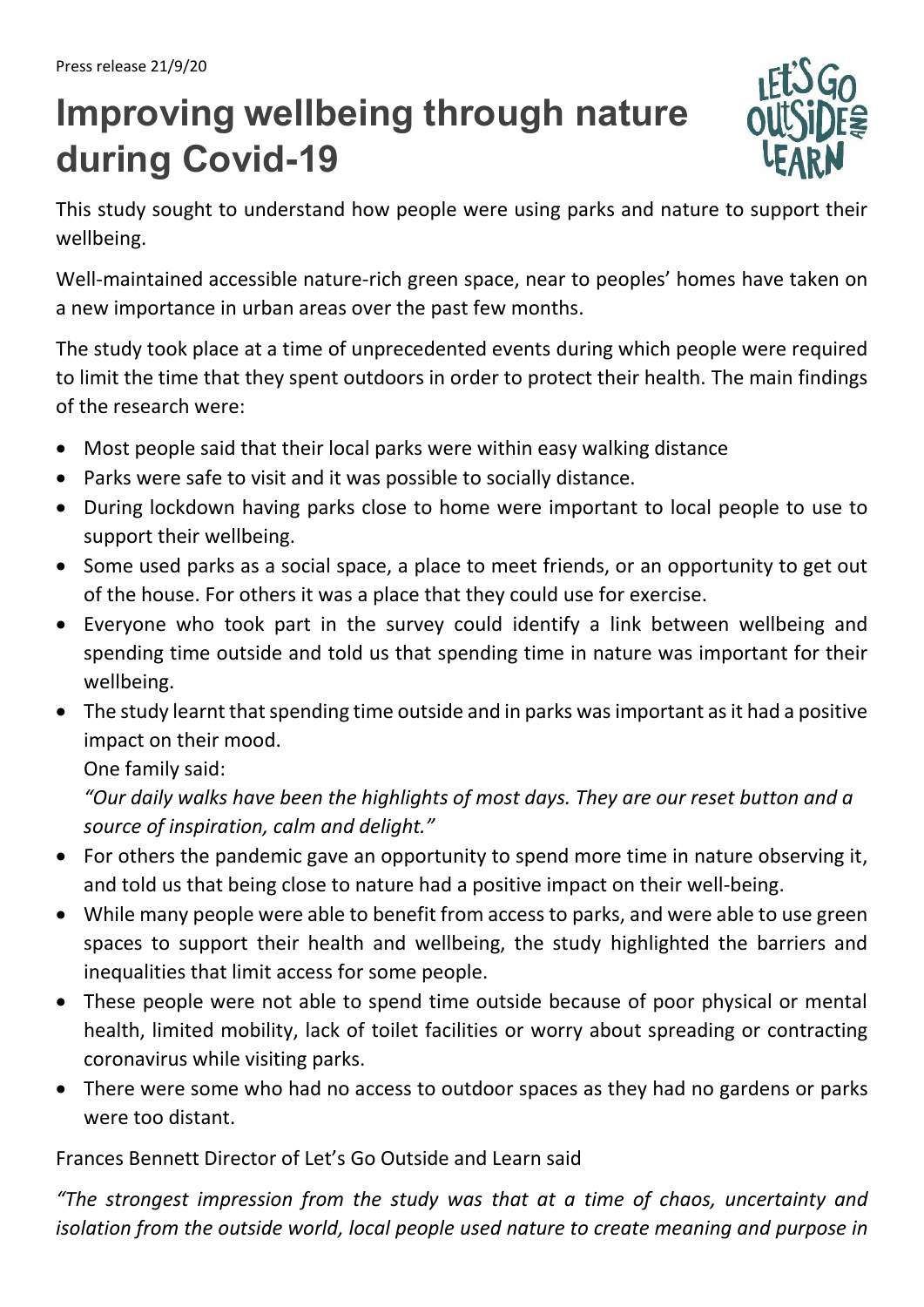Press release 21/9/20

# Improving wellbeing through nature during Covid-19

This study sought to understand how people were using parks and nature to support their wellbeing.

Well-maintained accessible nature-rich green space, near to peoples' homes have taken on a new importance in urban areas over the past few months.

The study took place at a time of unprecedented events during which people were required to limit the time that they spent outdoors in order to protect their health. The main findings of the research were:

- Most people said that their local parks were within easy walking distance
- Parks were safe to visit and it was possible to socially distance.
- During lockdown having parks close to home were important to local people to use to support their wellbeing.
- Some used parks as a social space, a place to meet friends, or an opportunity to get out of the house. For others it was a place that they could use for exercise.
- Everyone who took part in the survey could identify a link between wellbeing and spending time outside and told us that spending time in nature was important for their wellbeing.
- The study learnt that spending time outside and in parks was important as it had a positive impact on their mood.
  One family said:
  *"Our daily walks have been the highlights of most days. They are our reset button and a source of inspiration, calm and delight."*
- For others the pandemic gave an opportunity to spend more time in nature observing it, and told us that being close to nature had a positive impact on their well-being.
- While many people were able to benefit from access to parks, and were able to use green spaces to support their health and wellbeing, the study highlighted the barriers and inequalities that limit access for some people.
- These people were not able to spend time outside because of poor physical or mental health, limited mobility, lack of toilet facilities or worry about spreading or contracting coronavirus while visiting parks.
- There were some who had no access to outdoor spaces as they had no gardens or parks were too distant.

Frances Bennett Director of Let's Go Outside and Learn said

*"The strongest impression from the study was that at a time of chaos, uncertainty and isolation from the outside world, local people used nature to create meaning and purpose in*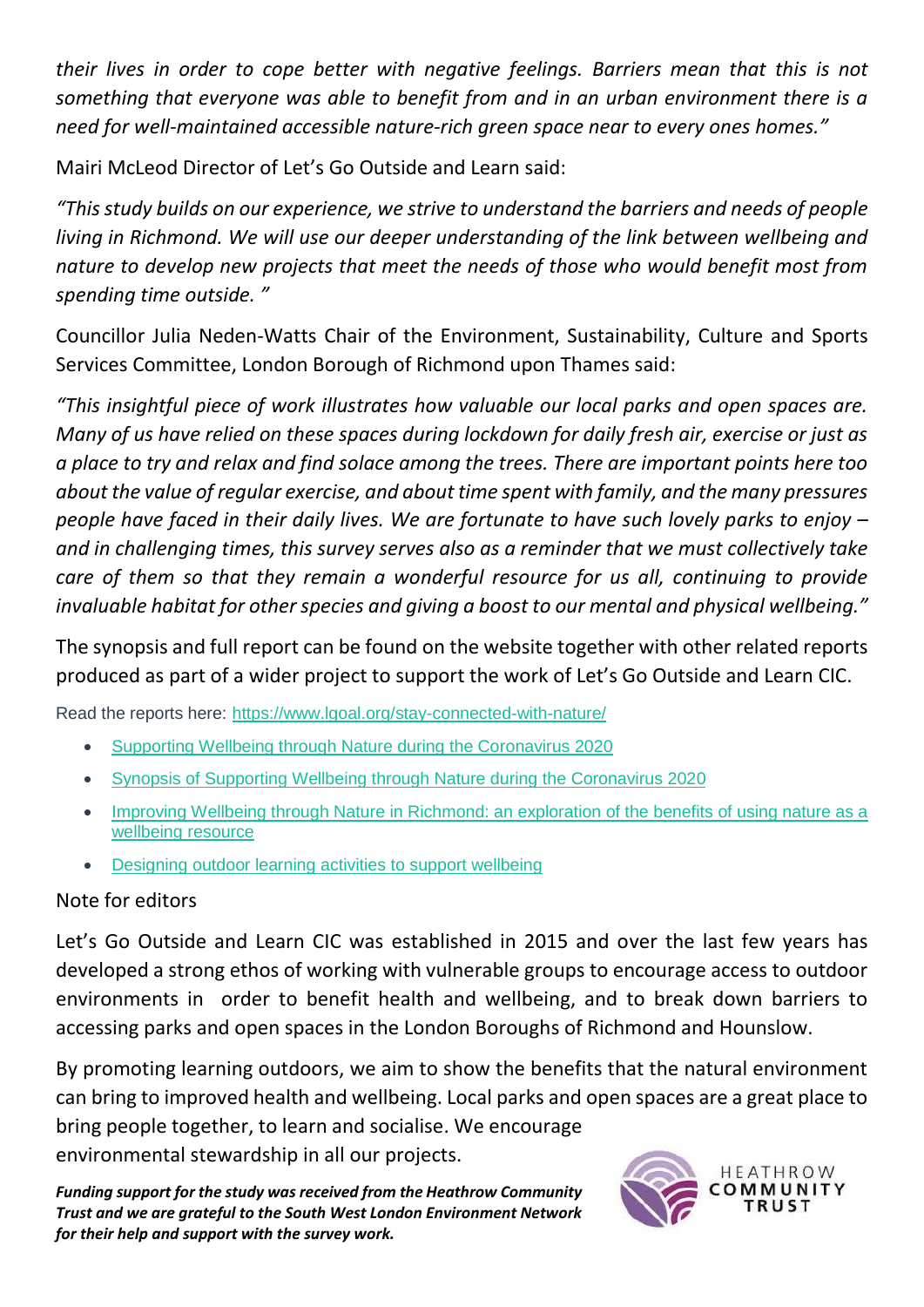*their lives in order to cope better with negative feelings. Barriers mean that this is not something that everyone was able to benefit from and in an urban environment there is a need for well-maintained accessible nature-rich green space near to every ones homes."*

Mairi McLeod Director of Let's Go Outside and Learn said:

*"This study builds on our experience, we strive to understand the barriers and needs of people living in Richmond. We will use our deeper understanding of the link between wellbeing and nature to develop new projects that meet the needs of those who would benefit most from spending time outside. "*

Councillor Julia Neden-Watts Chair of the Environment, Sustainability, Culture and Sports Services Committee, London Borough of Richmond upon Thames said:

*"This insightful piece of work illustrates how valuable our local parks and open spaces are. Many of us have relied on these spaces during lockdown for daily fresh air, exercise or just as a place to try and relax and find solace among the trees. There are important points here too about the value of regular exercise, and about time spent with family, and the many pressures people have faced in their daily lives. We are fortunate to have such lovely parks to enjoy – and in challenging times, this survey serves also as a reminder that we must collectively take care of them so that they remain a wonderful resource for us all, continuing to provide invaluable habitat for other species and giving a boost to our mental and physical wellbeing."*

The synopsis and full report can be found on the website together with other related reports produced as part of a wider project to support the work of Let's Go Outside and Learn CIC.

Read the reports here: https://www.lgoal.org/stay-connected-with-nature/

- Supporting Wellbeing through Nature during the Coronavirus 2020
- Synopsis of Supporting Wellbeing through Nature during the Coronavirus 2020
- Improving Wellbeing through Nature in Richmond: an exploration of the benefits of using nature as a wellbeing resource
- Designing outdoor learning activities to support wellbeing

Note for editors

Let's Go Outside and Learn CIC was established in 2015 and over the last few years has developed a strong ethos of working with vulnerable groups to encourage access to outdoor environments in order to benefit health and wellbeing, and to break down barriers to accessing parks and open spaces in the London Boroughs of Richmond and Hounslow.

By promoting learning outdoors, we aim to show the benefits that the natural environment can bring to improved health and wellbeing. Local parks and open spaces are a great place to bring people together, to learn and socialise. We encourage environmental stewardship in all our projects.

***Funding support for the study was received from the Heathrow Community Trust and we are grateful to the South West London Environment Network for their help and support with the survey work.***

HEATHROW COMMUNITY TRUST